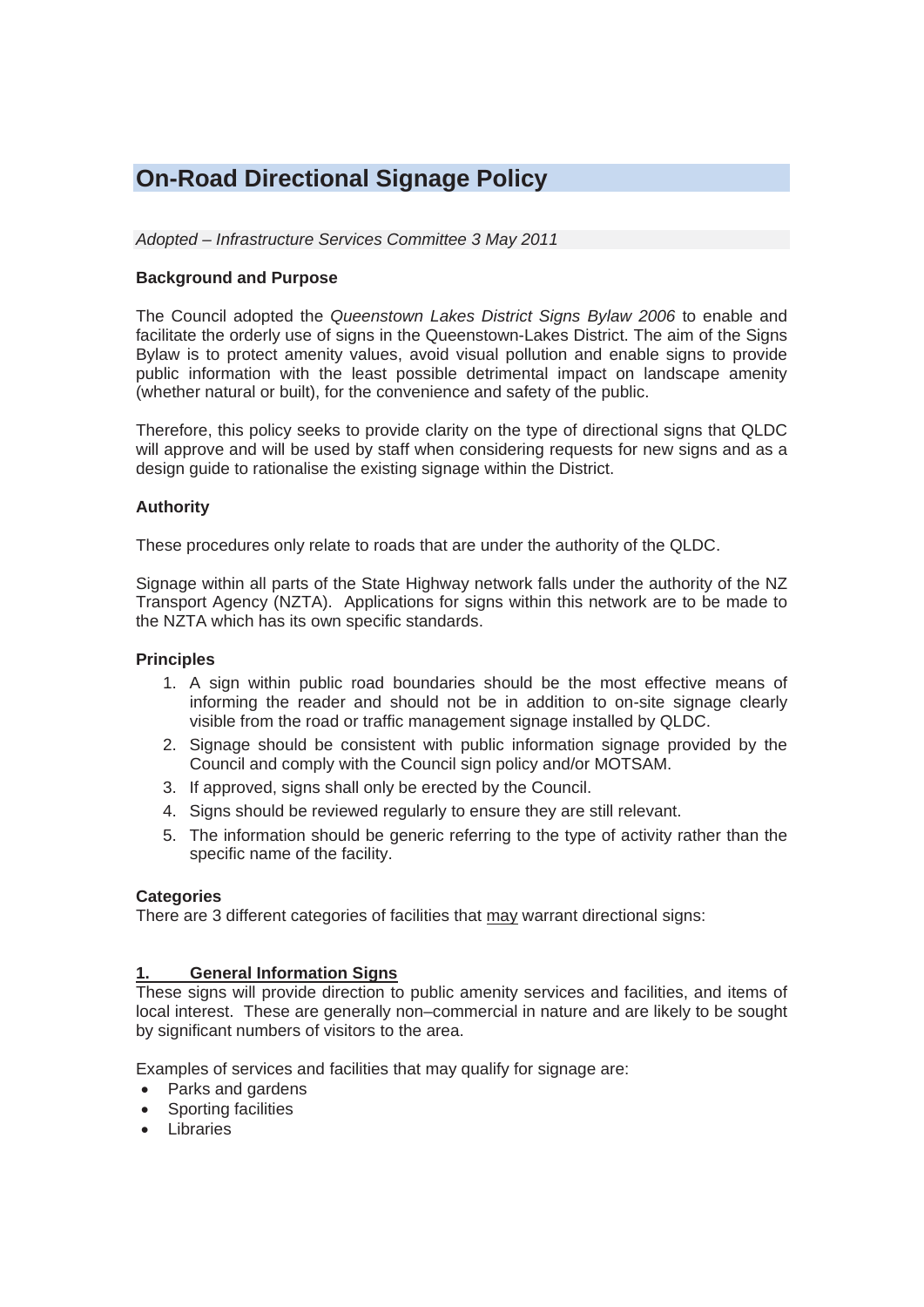# On-Road Directional Signage Policy

*Adopted – Infrastructure Services Committee 3 May 2011*

**Background and Purpose**

The Council adopted the *Queenstown Lakes District Signs Bylaw 2006* to enable and facilitate the orderly use of signs in the Queenstown-Lakes District. The aim of the Signs Bylaw is to protect amenity values, avoid visual pollution and enable signs to provide public information with the least possible detrimental impact on landscape amenity (whether natural or built), for the convenience and safety of the public.

Therefore, this policy seeks to provide clarity on the type of directional signs that QLDC will approve and will be used by staff when considering requests for new signs and as a design guide to rationalise the existing signage within the District.

**Authority**

These procedures only relate to roads that are under the authority of the QLDC.

Signage within all parts of the State Highway network falls under the authority of the NZ Transport Agency (NZTA). Applications for signs within this network are to be made to the NZTA which has its own specific standards.

**Principles**

1. A sign within public road boundaries should be the most effective means of informing the reader and should not be in addition to on-site signage clearly visible from the road or traffic management signage installed by QLDC.
2. Signage should be consistent with public information signage provided by the Council and comply with the Council sign policy and/or MOTSAM.
3. If approved, signs shall only be erected by the Council.
4. Signs should be reviewed regularly to ensure they are still relevant.
5. The information should be generic referring to the type of activity rather than the specific name of the facility.

**Categories**

There are 3 different categories of facilities that <u>may</u> warrant directional signs:

**<u>1. General Information Signs</u>**

These signs will provide direction to public amenity services and facilities, and items of local interest. These are generally non–commercial in nature and are likely to be sought by significant numbers of visitors to the area.

Examples of services and facilities that may qualify for signage are:

- Parks and gardens
- Sporting facilities
- Libraries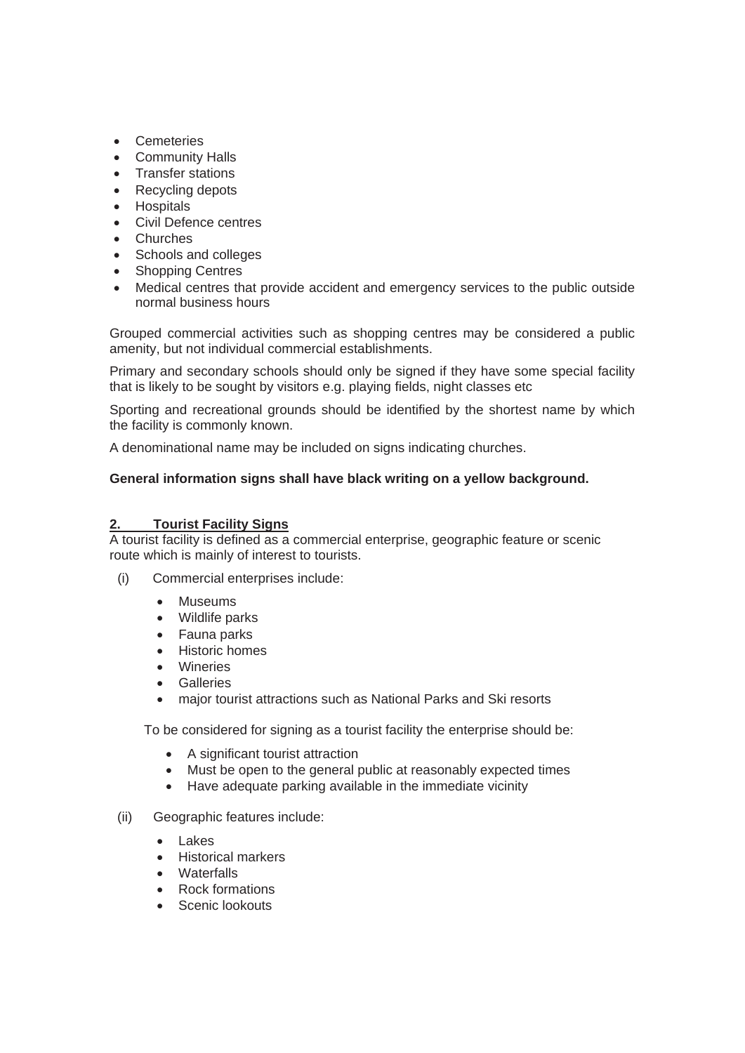- Cemeteries
- Community Halls
- Transfer stations
- Recycling depots
- Hospitals
- Civil Defence centres
- Churches
- Schools and colleges
- Shopping Centres
- Medical centres that provide accident and emergency services to the public outside normal business hours

Grouped commercial activities such as shopping centres may be considered a public amenity, but not individual commercial establishments.

Primary and secondary schools should only be signed if they have some special facility that is likely to be sought by visitors e.g. playing fields, night classes etc

Sporting and recreational grounds should be identified by the shortest name by which the facility is commonly known.

A denominational name may be included on signs indicating churches.

**General information signs shall have black writing on a yellow background.**

## 2. Tourist Facility Signs

A tourist facility is defined as a commercial enterprise, geographic feature or scenic route which is mainly of interest to tourists.

(i) Commercial enterprises include:

- Museums
- Wildlife parks
- Fauna parks
- Historic homes
- Wineries
- Galleries
- major tourist attractions such as National Parks and Ski resorts

To be considered for signing as a tourist facility the enterprise should be:

- A significant tourist attraction
- Must be open to the general public at reasonably expected times
- Have adequate parking available in the immediate vicinity

(ii) Geographic features include:

- Lakes
- Historical markers
- Waterfalls
- Rock formations
- Scenic lookouts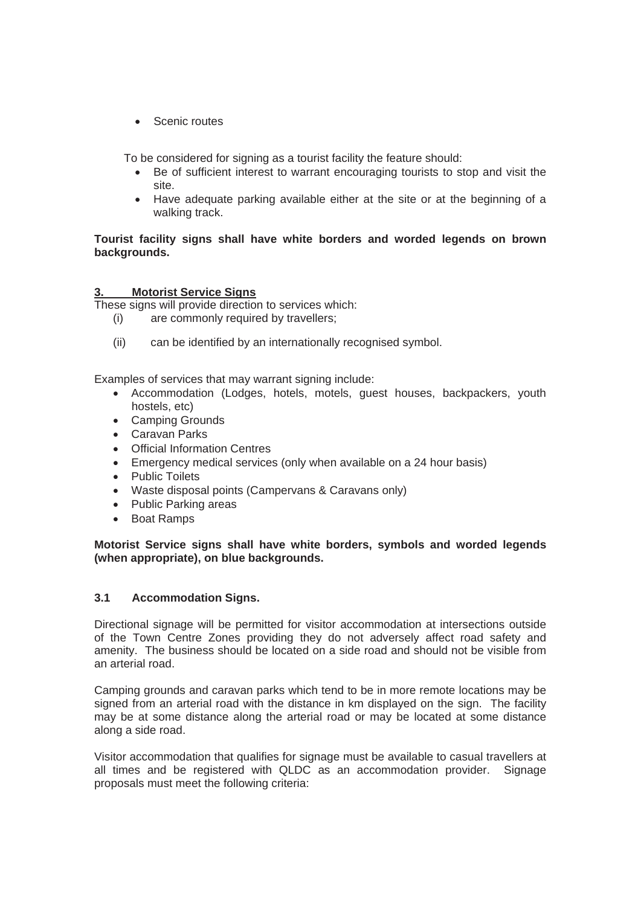- Scenic routes

To be considered for signing as a tourist facility the feature should:

- Be of sufficient interest to warrant encouraging tourists to stop and visit the site.
- Have adequate parking available either at the site or at the beginning of a walking track.

**Tourist facility signs shall have white borders and worded legends on brown backgrounds.**

## 3. Motorist Service Signs

These signs will provide direction to services which:

(i) are commonly required by travellers;

(ii) can be identified by an internationally recognised symbol.

Examples of services that may warrant signing include:

- Accommodation (Lodges, hotels, motels, guest houses, backpackers, youth hostels, etc)
- Camping Grounds
- Caravan Parks
- Official Information Centres
- Emergency medical services (only when available on a 24 hour basis)
- Public Toilets
- Waste disposal points (Campervans & Caravans only)
- Public Parking areas
- Boat Ramps

**Motorist Service signs shall have white borders, symbols and worded legends (when appropriate), on blue backgrounds.**

### 3.1 Accommodation Signs.

Directional signage will be permitted for visitor accommodation at intersections outside of the Town Centre Zones providing they do not adversely affect road safety and amenity. The business should be located on a side road and should not be visible from an arterial road.

Camping grounds and caravan parks which tend to be in more remote locations may be signed from an arterial road with the distance in km displayed on the sign. The facility may be at some distance along the arterial road or may be located at some distance along a side road.

Visitor accommodation that qualifies for signage must be available to casual travellers at all times and be registered with QLDC as an accommodation provider. Signage proposals must meet the following criteria: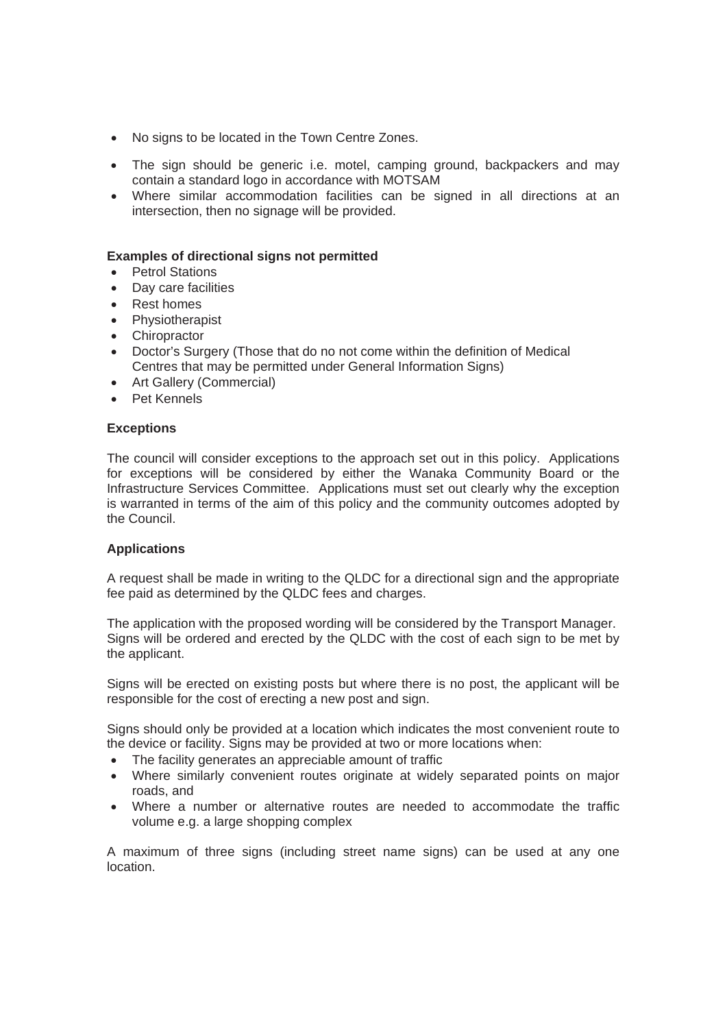- No signs to be located in the Town Centre Zones.
- The sign should be generic i.e. motel, camping ground, backpackers and may contain a standard logo in accordance with MOTSAM
- Where similar accommodation facilities can be signed in all directions at an intersection, then no signage will be provided.

**Examples of directional signs not permitted**

- Petrol Stations
- Day care facilities
- Rest homes
- Physiotherapist
- Chiropractor
- Doctor's Surgery (Those that do no not come within the definition of Medical Centres that may be permitted under General Information Signs)
- Art Gallery (Commercial)
- Pet Kennels

**Exceptions**

The council will consider exceptions to the approach set out in this policy. Applications for exceptions will be considered by either the Wanaka Community Board or the Infrastructure Services Committee. Applications must set out clearly why the exception is warranted in terms of the aim of this policy and the community outcomes adopted by the Council.

**Applications**

A request shall be made in writing to the QLDC for a directional sign and the appropriate fee paid as determined by the QLDC fees and charges.

The application with the proposed wording will be considered by the Transport Manager. Signs will be ordered and erected by the QLDC with the cost of each sign to be met by the applicant.

Signs will be erected on existing posts but where there is no post, the applicant will be responsible for the cost of erecting a new post and sign.

Signs should only be provided at a location which indicates the most convenient route to the device or facility. Signs may be provided at two or more locations when:

- The facility generates an appreciable amount of traffic
- Where similarly convenient routes originate at widely separated points on major roads, and
- Where a number or alternative routes are needed to accommodate the traffic volume e.g. a large shopping complex

A maximum of three signs (including street name signs) can be used at any one location.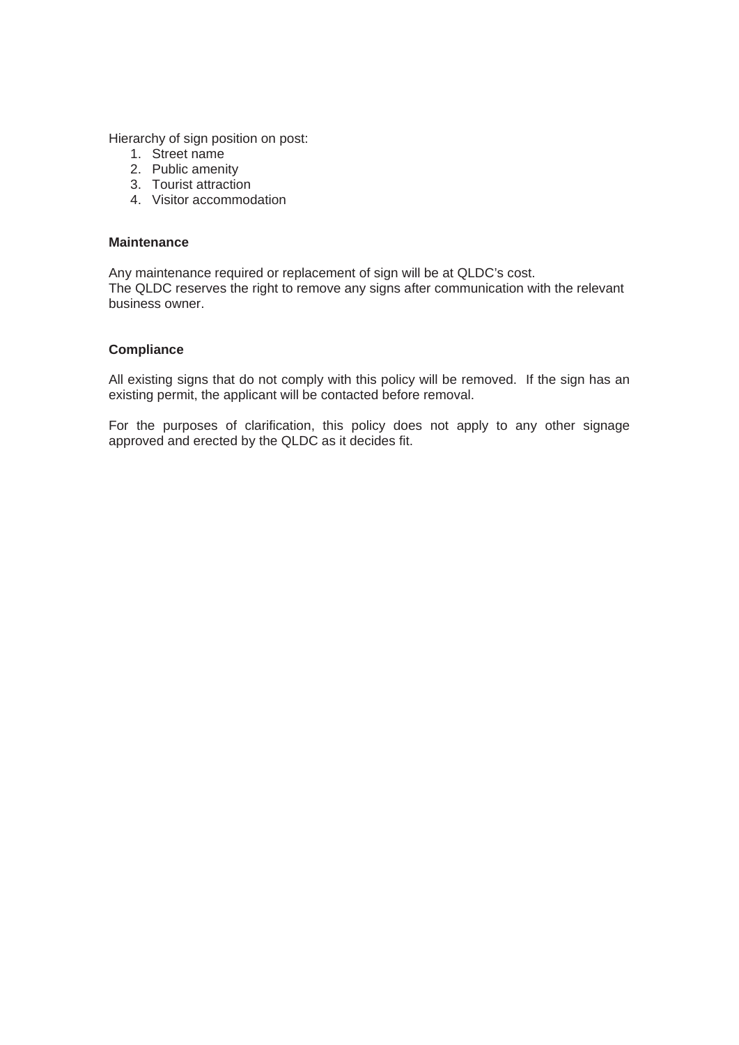Hierarchy of sign position on post:

1. Street name
2. Public amenity
3. Tourist attraction
4. Visitor accommodation

**Maintenance**

Any maintenance required or replacement of sign will be at QLDC's cost.
The QLDC reserves the right to remove any signs after communication with the relevant business owner.

**Compliance**

All existing signs that do not comply with this policy will be removed. If the sign has an existing permit, the applicant will be contacted before removal.

For the purposes of clarification, this policy does not apply to any other signage approved and erected by the QLDC as it decides fit.